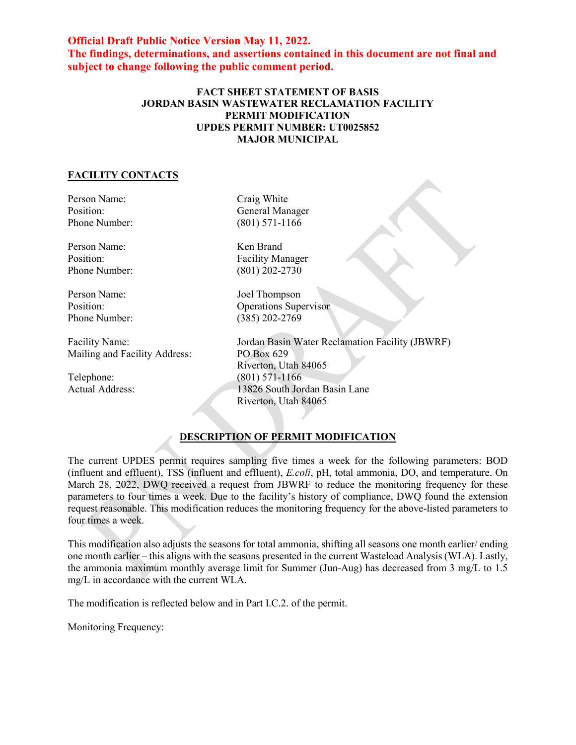**Official Draft Public Notice Version May 11, 2022.**
**The findings, determinations, and assertions contained in this document are not final and subject to change following the public comment period.**

**FACT SHEET STATEMENT OF BASIS**
**JORDAN BASIN WASTEWATER RECLAMATION FACILITY**
**PERMIT MODIFICATION**
**UPDES PERMIT NUMBER: UT0025852**
**MAJOR MUNICIPAL**

## FACILITY CONTACTS

Person Name: Craig White
Position: General Manager
Phone Number: (801) 571-1166

Person Name: Ken Brand
Position: Facility Manager
Phone Number: (801) 202-2730

Person Name: Joel Thompson
Position: Operations Supervisor
Phone Number: (385) 202-2769

Facility Name: Jordan Basin Water Reclamation Facility (JBWRF)
Mailing and Facility Address: PO Box 629
Riverton, Utah 84065
Telephone: (801) 571-1166
Actual Address: 13826 South Jordan Basin Lane
Riverton, Utah 84065

## DESCRIPTION OF PERMIT MODIFICATION

The current UPDES permit requires sampling five times a week for the following parameters: BOD (influent and effluent), TSS (influent and effluent), *E.coli*, pH, total ammonia, DO, and temperature. On March 28, 2022, DWQ received a request from JBWRF to reduce the monitoring frequency for these parameters to four times a week. Due to the facility's history of compliance, DWQ found the extension request reasonable. This modification reduces the monitoring frequency for the above-listed parameters to four times a week.

This modification also adjusts the seasons for total ammonia, shifting all seasons one month earlier/ ending one month earlier – this aligns with the seasons presented in the current Wasteload Analysis (WLA). Lastly, the ammonia maximum monthly average limit for Summer (Jun-Aug) has decreased from 3 mg/L to 1.5 mg/L in accordance with the current WLA.

The modification is reflected below and in Part I.C.2. of the permit.

Monitoring Frequency: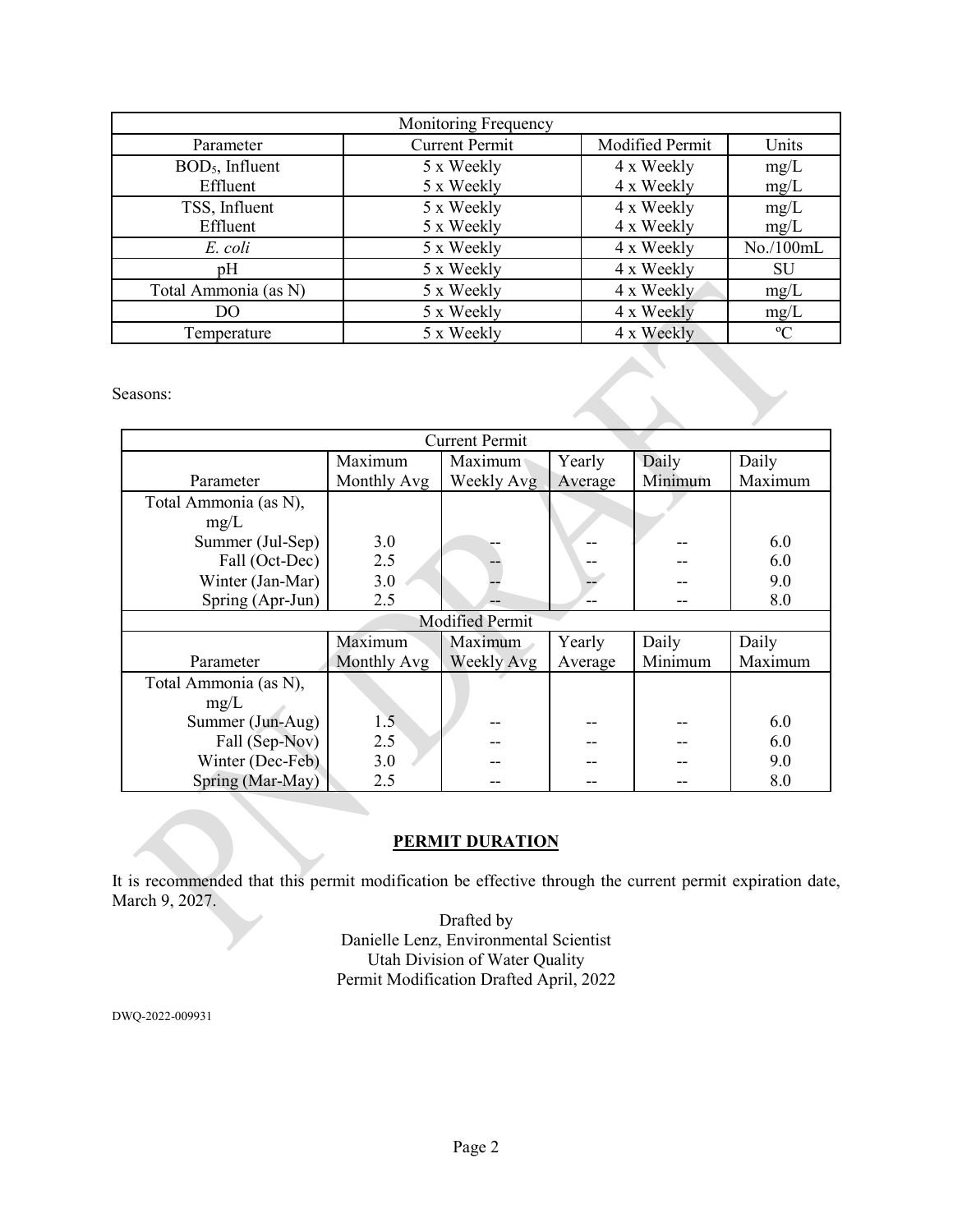| Monitoring Frequency | | | |
|---|---|---|---|
| Parameter | Current Permit | Modified Permit | Units |
| $BOD_5$, Influent | 5 x Weekly | 4 x Weekly | mg/L |
| Effluent | 5 x Weekly | 4 x Weekly | mg/L |
| TSS, Influent | 5 x Weekly | 4 x Weekly | mg/L |
| Effluent | 5 x Weekly | 4 x Weekly | mg/L |
| *E. coli* | 5 x Weekly | 4 x Weekly | No./100mL |
| pH | 5 x Weekly | 4 x Weekly | SU |
| Total Ammonia (as N) | 5 x Weekly | 4 x Weekly | mg/L |
| DO | 5 x Weekly | 4 x Weekly | mg/L |
| Temperature | 5 x Weekly | 4 x Weekly | ºC |

Seasons:

| Current Permit | | | | | |
|---|---|---|---|---|---|
| Parameter | Maximum Monthly Avg | Maximum Weekly Avg | Yearly Average | Daily Minimum | Daily Maximum |
| Total Ammonia (as N), mg/L | | | | | |
| Summer (Jul-Sep) | 3.0 | -- | -- | -- | 6.0 |
| Fall (Oct-Dec) | 2.5 | -- | -- | -- | 6.0 |
| Winter (Jan-Mar) | 3.0 | -- | -- | -- | 9.0 |
| Spring (Apr-Jun) | 2.5 | -- | -- | -- | 8.0 |
| **Modified Permit** | | | | | |
| Parameter | Maximum Monthly Avg | Maximum Weekly Avg | Yearly Average | Daily Minimum | Daily Maximum |
| Total Ammonia (as N), mg/L | | | | | |
| Summer (Jun-Aug) | 1.5 | -- | -- | -- | 6.0 |
| Fall (Sep-Nov) | 2.5 | -- | -- | -- | 6.0 |
| Winter (Dec-Feb) | 3.0 | -- | -- | -- | 9.0 |
| Spring (Mar-May) | 2.5 | -- | -- | -- | 8.0 |

## PERMIT DURATION

It is recommended that this permit modification be effective through the current permit expiration date, March 9, 2027.

Drafted by
Danielle Lenz, Environmental Scientist
Utah Division of Water Quality
Permit Modification Drafted April, 2022

DWQ-2022-009931